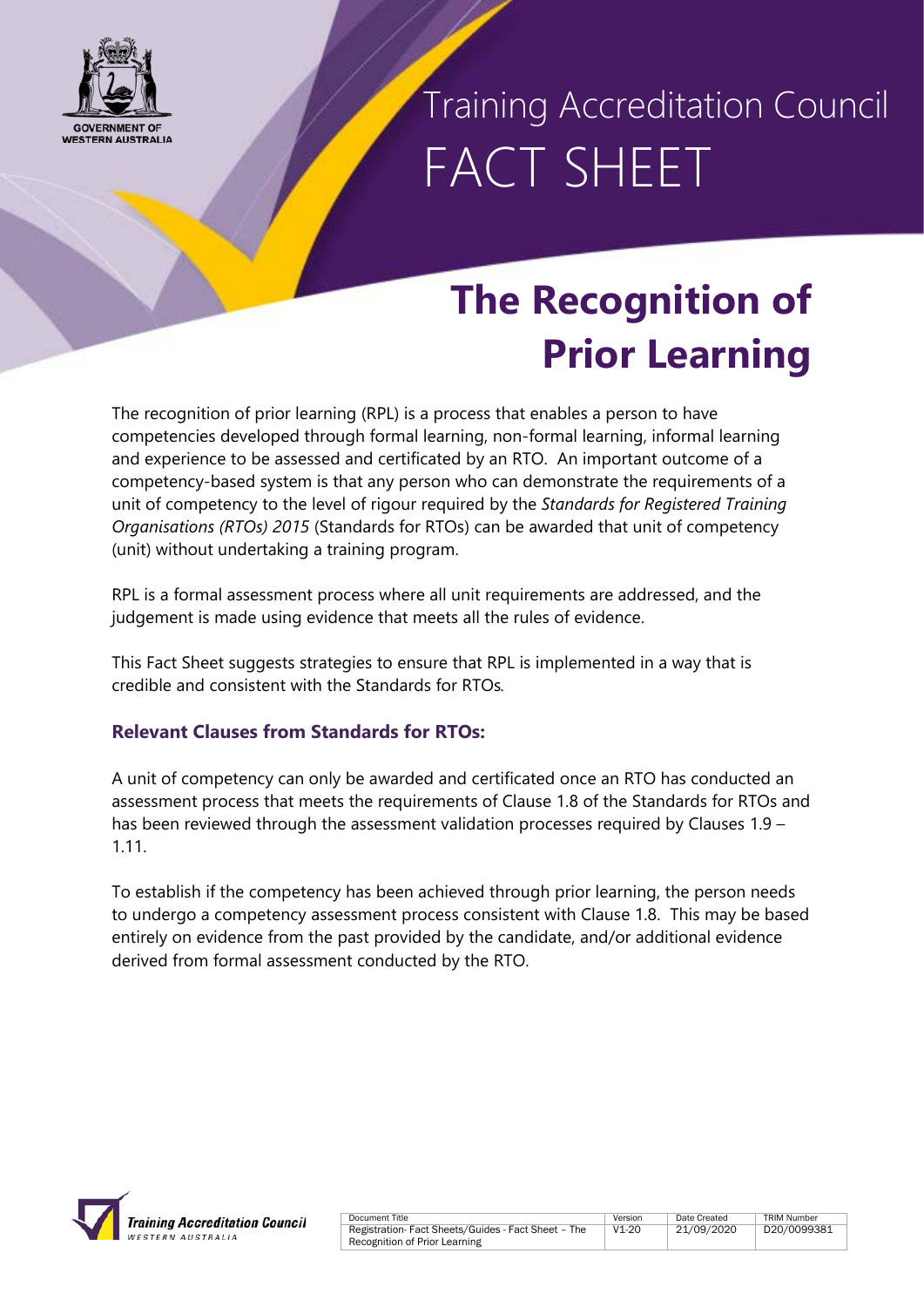# Training Accreditation Council FACT SHEET

# The Recognition of Prior Learning

The recognition of prior learning (RPL) is a process that enables a person to have competencies developed through formal learning, non-formal learning, informal learning and experience to be assessed and certificated by an RTO. An important outcome of a competency-based system is that any person who can demonstrate the requirements of a unit of competency to the level of rigour required by the *Standards for Registered Training Organisations (RTOs) 2015* (Standards for RTOs) can be awarded that unit of competency (unit) without undertaking a training program.

RPL is a formal assessment process where all unit requirements are addressed, and the judgement is made using evidence that meets all the rules of evidence.

This Fact Sheet suggests strategies to ensure that RPL is implemented in a way that is credible and consistent with the Standards for RTOs.

### Relevant Clauses from Standards for RTOs:

A unit of competency can only be awarded and certificated once an RTO has conducted an assessment process that meets the requirements of Clause 1.8 of the Standards for RTOs and has been reviewed through the assessment validation processes required by Clauses 1.9 – 1.11.

To establish if the competency has been achieved through prior learning, the person needs to undergo a competency assessment process consistent with Clause 1.8. This may be based entirely on evidence from the past provided by the candidate, and/or additional evidence derived from formal assessment conducted by the RTO.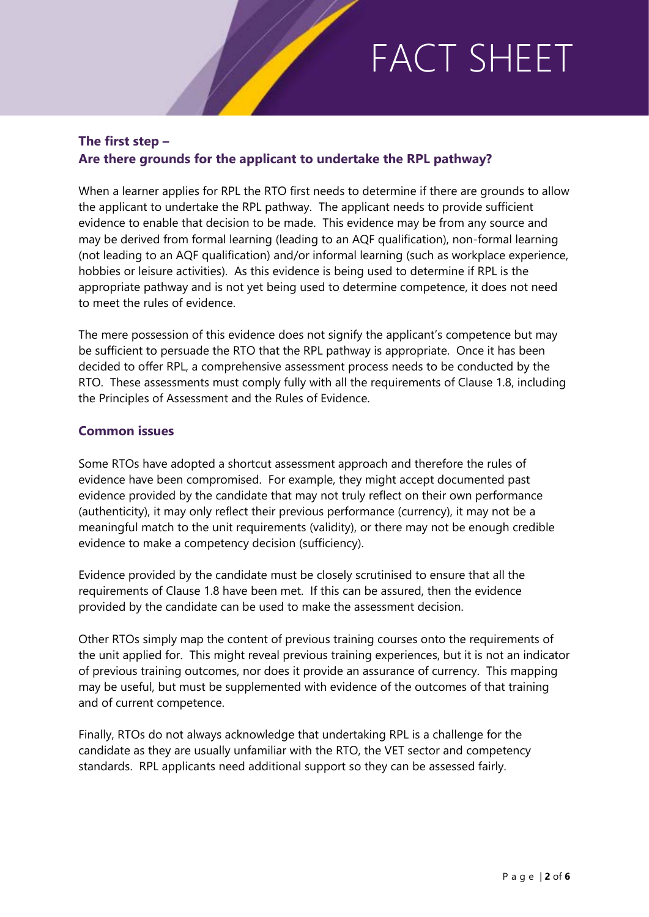## The first step – Are there grounds for the applicant to undertake the RPL pathway?

When a learner applies for RPL the RTO first needs to determine if there are grounds to allow the applicant to undertake the RPL pathway. The applicant needs to provide sufficient evidence to enable that decision to be made. This evidence may be from any source and may be derived from formal learning (leading to an AQF qualification), non-formal learning (not leading to an AQF qualification) and/or informal learning (such as workplace experience, hobbies or leisure activities). As this evidence is being used to determine if RPL is the appropriate pathway and is not yet being used to determine competence, it does not need to meet the rules of evidence.

The mere possession of this evidence does not signify the applicant's competence but may be sufficient to persuade the RTO that the RPL pathway is appropriate. Once it has been decided to offer RPL, a comprehensive assessment process needs to be conducted by the RTO. These assessments must comply fully with all the requirements of Clause 1.8, including the Principles of Assessment and the Rules of Evidence.

## Common issues

Some RTOs have adopted a shortcut assessment approach and therefore the rules of evidence have been compromised. For example, they might accept documented past evidence provided by the candidate that may not truly reflect on their own performance (authenticity), it may only reflect their previous performance (currency), it may not be a meaningful match to the unit requirements (validity), or there may not be enough credible evidence to make a competency decision (sufficiency).

Evidence provided by the candidate must be closely scrutinised to ensure that all the requirements of Clause 1.8 have been met. If this can be assured, then the evidence provided by the candidate can be used to make the assessment decision.

Other RTOs simply map the content of previous training courses onto the requirements of the unit applied for. This might reveal previous training experiences, but it is not an indicator of previous training outcomes, nor does it provide an assurance of currency. This mapping may be useful, but must be supplemented with evidence of the outcomes of that training and of current competence.

Finally, RTOs do not always acknowledge that undertaking RPL is a challenge for the candidate as they are usually unfamiliar with the RTO, the VET sector and competency standards. RPL applicants need additional support so they can be assessed fairly.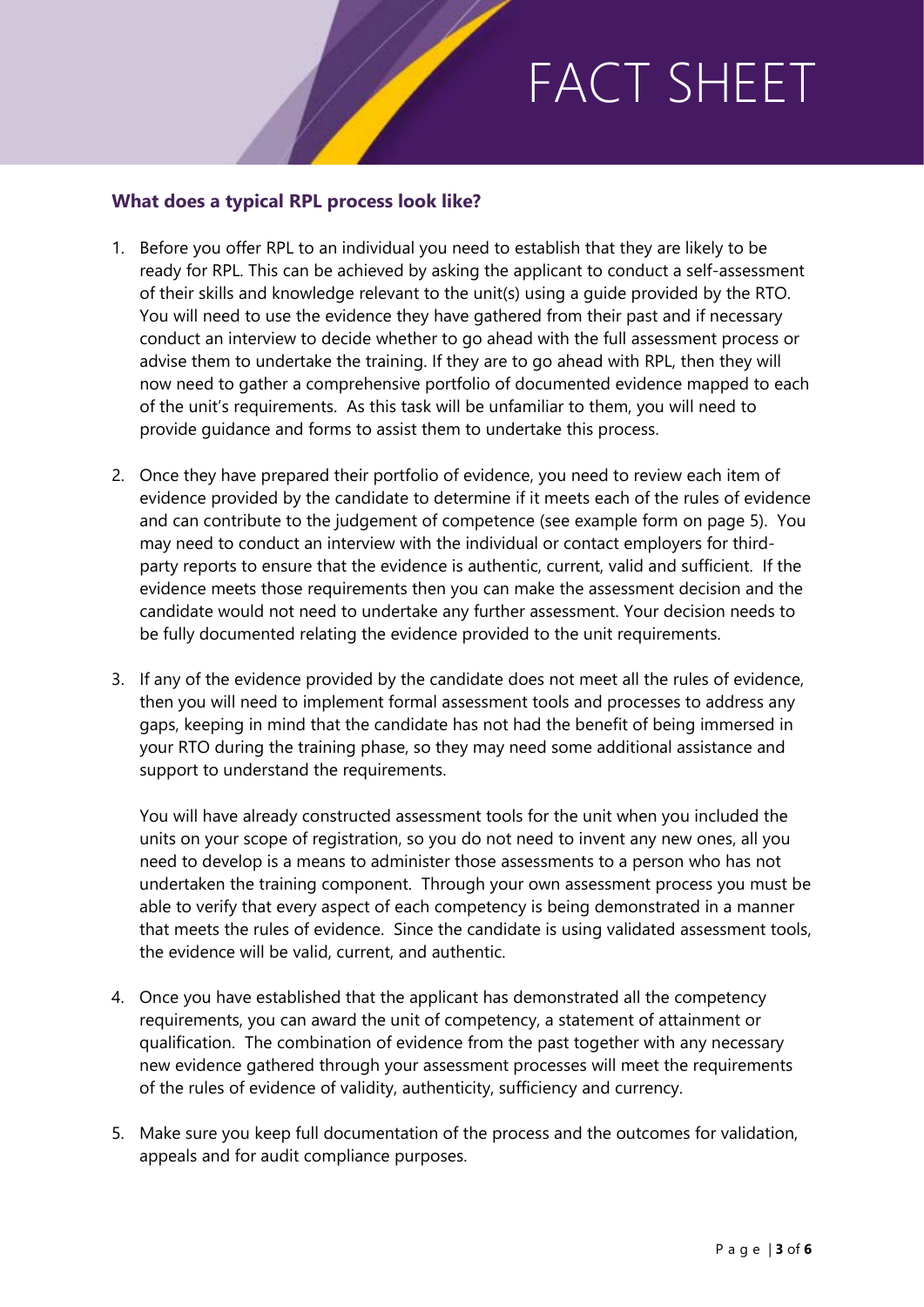### What does a typical RPL process look like?

1. Before you offer RPL to an individual you need to establish that they are likely to be ready for RPL. This can be achieved by asking the applicant to conduct a self-assessment of their skills and knowledge relevant to the unit(s) using a guide provided by the RTO. You will need to use the evidence they have gathered from their past and if necessary conduct an interview to decide whether to go ahead with the full assessment process or advise them to undertake the training. If they are to go ahead with RPL, then they will now need to gather a comprehensive portfolio of documented evidence mapped to each of the unit's requirements. As this task will be unfamiliar to them, you will need to provide guidance and forms to assist them to undertake this process.

2. Once they have prepared their portfolio of evidence, you need to review each item of evidence provided by the candidate to determine if it meets each of the rules of evidence and can contribute to the judgement of competence (see example form on page 5). You may need to conduct an interview with the individual or contact employers for third-party reports to ensure that the evidence is authentic, current, valid and sufficient. If the evidence meets those requirements then you can make the assessment decision and the candidate would not need to undertake any further assessment. Your decision needs to be fully documented relating the evidence provided to the unit requirements.

3. If any of the evidence provided by the candidate does not meet all the rules of evidence, then you will need to implement formal assessment tools and processes to address any gaps, keeping in mind that the candidate has not had the benefit of being immersed in your RTO during the training phase, so they may need some additional assistance and support to understand the requirements.

   You will have already constructed assessment tools for the unit when you included the units on your scope of registration, so you do not need to invent any new ones, all you need to develop is a means to administer those assessments to a person who has not undertaken the training component. Through your own assessment process you must be able to verify that every aspect of each competency is being demonstrated in a manner that meets the rules of evidence. Since the candidate is using validated assessment tools, the evidence will be valid, current, and authentic.

4. Once you have established that the applicant has demonstrated all the competency requirements, you can award the unit of competency, a statement of attainment or qualification. The combination of evidence from the past together with any necessary new evidence gathered through your assessment processes will meet the requirements of the rules of evidence of validity, authenticity, sufficiency and currency.

5. Make sure you keep full documentation of the process and the outcomes for validation, appeals and for audit compliance purposes.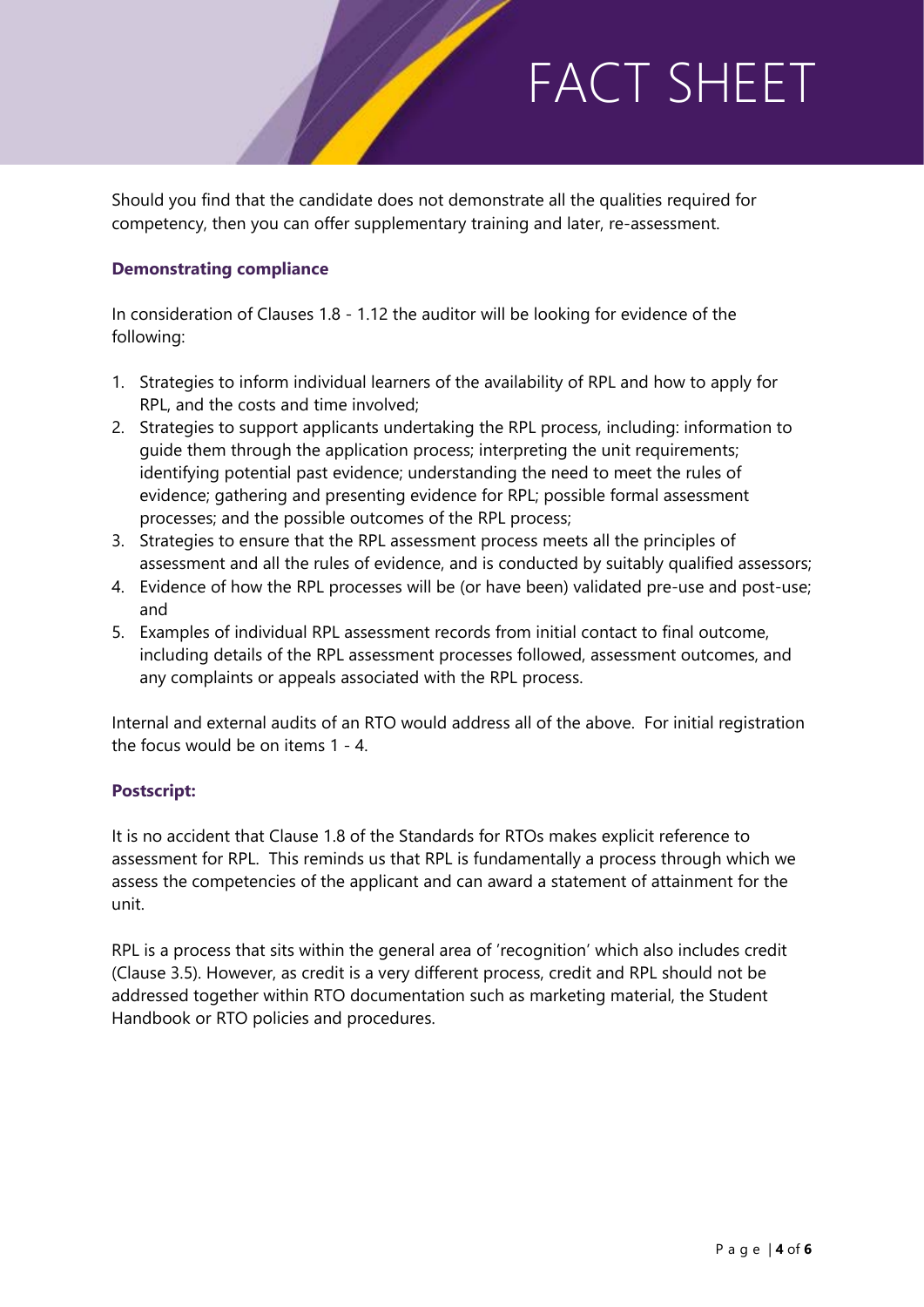Should you find that the candidate does not demonstrate all the qualities required for competency, then you can offer supplementary training and later, re-assessment.

### Demonstrating compliance

In consideration of Clauses 1.8 - 1.12 the auditor will be looking for evidence of the following:

1. Strategies to inform individual learners of the availability of RPL and how to apply for RPL, and the costs and time involved;
2. Strategies to support applicants undertaking the RPL process, including: information to guide them through the application process; interpreting the unit requirements; identifying potential past evidence; understanding the need to meet the rules of evidence; gathering and presenting evidence for RPL; possible formal assessment processes; and the possible outcomes of the RPL process;
3. Strategies to ensure that the RPL assessment process meets all the principles of assessment and all the rules of evidence, and is conducted by suitably qualified assessors;
4. Evidence of how the RPL processes will be (or have been) validated pre-use and post-use; and
5. Examples of individual RPL assessment records from initial contact to final outcome, including details of the RPL assessment processes followed, assessment outcomes, and any complaints or appeals associated with the RPL process.

Internal and external audits of an RTO would address all of the above. For initial registration the focus would be on items 1 - 4.

### Postscript:

It is no accident that Clause 1.8 of the Standards for RTOs makes explicit reference to assessment for RPL. This reminds us that RPL is fundamentally a process through which we assess the competencies of the applicant and can award a statement of attainment for the unit.

RPL is a process that sits within the general area of 'recognition' which also includes credit (Clause 3.5). However, as credit is a very different process, credit and RPL should not be addressed together within RTO documentation such as marketing material, the Student Handbook or RTO policies and procedures.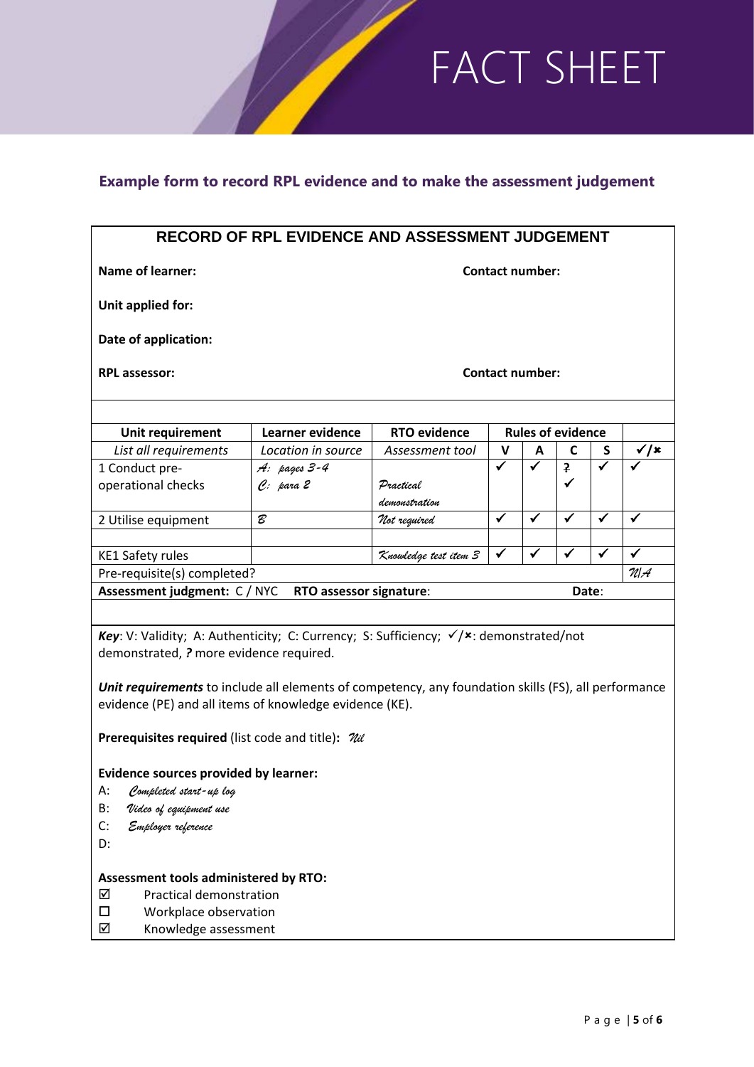# FACT SHEET

## Example form to record RPL evidence and to make the assessment judgement

**RECORD OF RPL EVIDENCE AND ASSESSMENT JUDGEMENT**

**Name of learner:** 

**Contact number:**

**Unit applied for:**

**Date of application:**

**RPL assessor:** 

**Contact number:**

| Unit requirement | Learner evidence | RTO evidence | Rules of evidence | | | | |
|---|---|---|---|---|---|---|---|
| *List all requirements* | *Location in source* | *Assessment tool* | **V** | **A** | **C** | **S** | ✓/✗ |
| 1 Conduct pre-operational checks | *A: pages 3-4* *C: para 2* | *Practical demonstration* | ✓ | ✓ | ? ✓ | ✓ | ✓ |
| 2 Utilise equipment | *B* | *Not required* | ✓ | ✓ | ✓ | ✓ | ✓ |
| | | | | | | | |
| KE1 Safety rules | | *Knowledge test item 3* | ✓ | ✓ | ✓ | ✓ | ✓ |
| Pre-requisite(s) completed? | | | | | | | *N/A* |
| **Assessment judgment:** C / NYC | **RTO assessor signature**: | | | | **Date**: | | |

***Key***: V: Validity; A: Authenticity; C: Currency; S: Sufficiency; ✓/✗: demonstrated/not demonstrated, ***?*** more evidence required.

***Unit requirements*** to include all elements of competency, any foundation skills (FS), all performance evidence (PE) and all items of knowledge evidence (KE).

**Prerequisites required** (list code and title)**:** *Nil*

**Evidence sources provided by learner:**

A: *Completed start-up log*  
B: *Video of equipment use*  
C: *Employer reference*  
D:

**Assessment tools administered by RTO:**

☑ Practical demonstration  
☐ Workplace observation  
☑ Knowledge assessment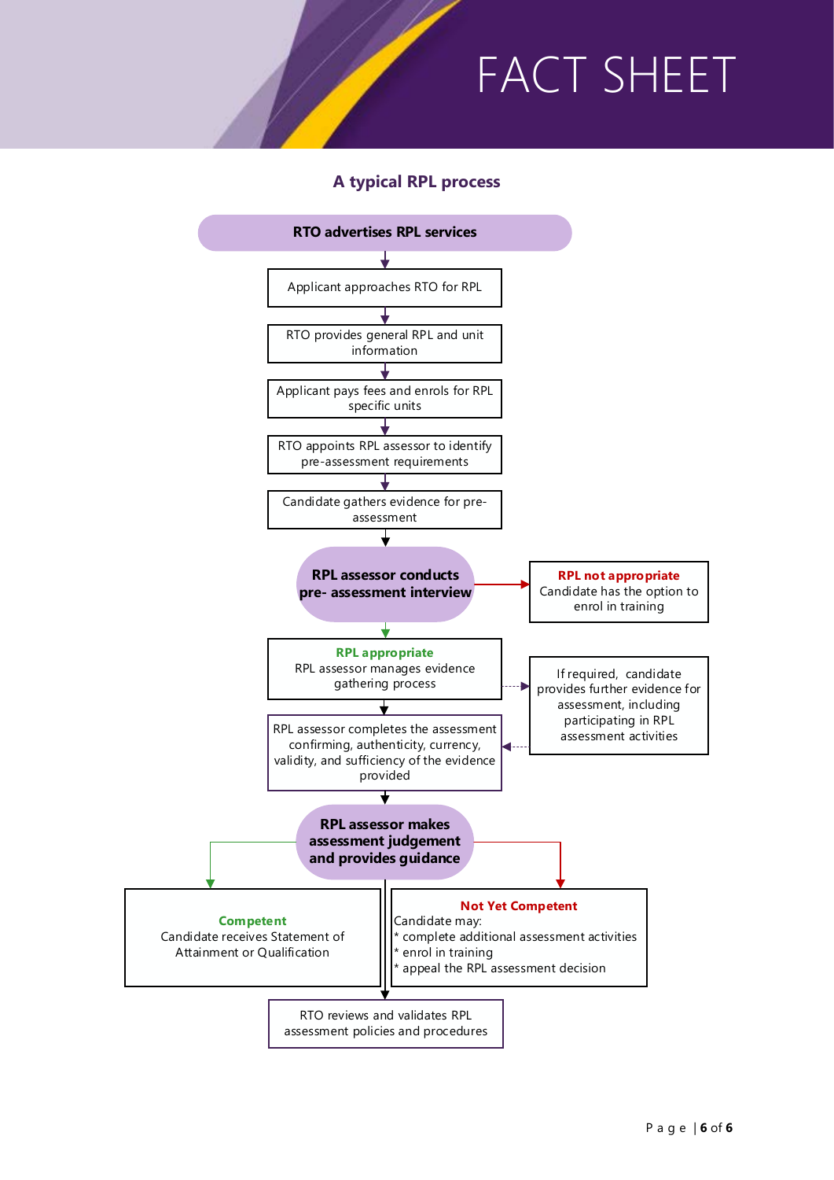FACT SHEET

## A typical RPL process

**RTO advertises RPL services**

Applicant approaches RTO for RPL

RTO provides general RPL and unit information

Applicant pays fees and enrols for RPL specific units

RTO appoints RPL assessor to identify pre-assessment requirements

Candidate gathers evidence for pre-assessment

**RPL assessor conducts pre- assessment interview**

**RPL not appropriate**
Candidate has the option to enrol in training

**RPL appropriate**
RPL assessor manages evidence gathering process

If required, candidate provides further evidence for assessment, including participating in RPL assessment activities

RPL assessor completes the assessment confirming, authenticity, currency, validity, and sufficiency of the evidence provided

**RPL assessor makes assessment judgement and provides guidance**

**Competent**
Candidate receives Statement of Attainment or Qualification

**Not Yet Competent**
Candidate may:
* complete additional assessment activities
* enrol in training
* appeal the RPL assessment decision

RTO reviews and validates RPL assessment policies and procedures